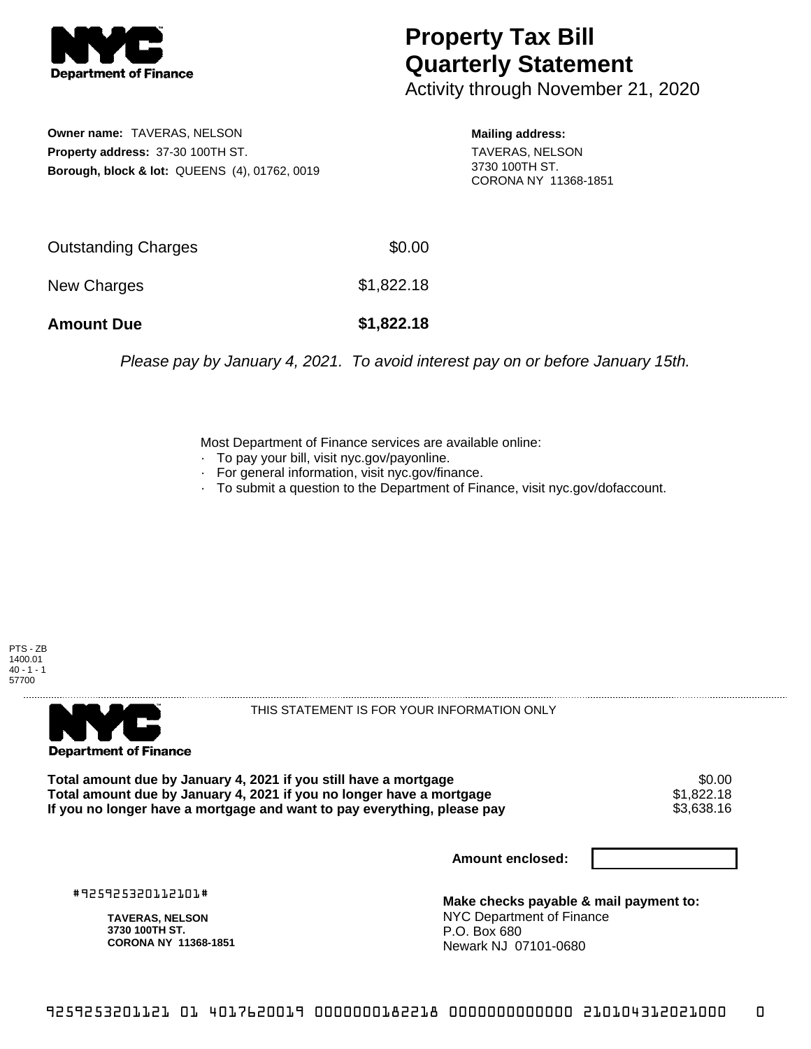# Property Tax Bill Quarterly Statement

Activity through November 21, 2020

**Owner name:** TAVERAS, NELSON
**Property address:** 37-30 100TH ST.
**Borough, block & lot:** QUEENS (4), 01762, 0019

**Mailing address:**
TAVERAS, NELSON
3730 100TH ST.
CORONA NY 11368-1851

| | |
|---|---|
| Outstanding Charges | $0.00 |
| New Charges | $1,822.18 |
| **Amount Due** | **$1,822.18** |

*Please pay by January 4, 2021. To avoid interest pay on or before January 15th.*

Most Department of Finance services are available online:
- To pay your bill, visit nyc.gov/payonline.
- For general information, visit nyc.gov/finance.
- To submit a question to the Department of Finance, visit nyc.gov/dofaccount.

PTS - ZB
1400.01
40 - 1 - 1
57700

THIS STATEMENT IS FOR YOUR INFORMATION ONLY

| | |
|---|---|
| **Total amount due by January 4, 2021 if you still have a mortgage** | $0.00 |
| **Total amount due by January 4, 2021 if you no longer have a mortgage** | $1,822.18 |
| **If you no longer have a mortgage and want to pay everything, please pay** | $3,638.16 |

**Amount enclosed:**

#925925320112101#

**TAVERAS, NELSON**
**3730 100TH ST.**
**CORONA NY 11368-1851**

**Make checks payable & mail payment to:**
NYC Department of Finance
P.O. Box 680
Newark NJ 07101-0680

9259253201121 01 4017620019 0000000182218 0000000000000 210104312021000 0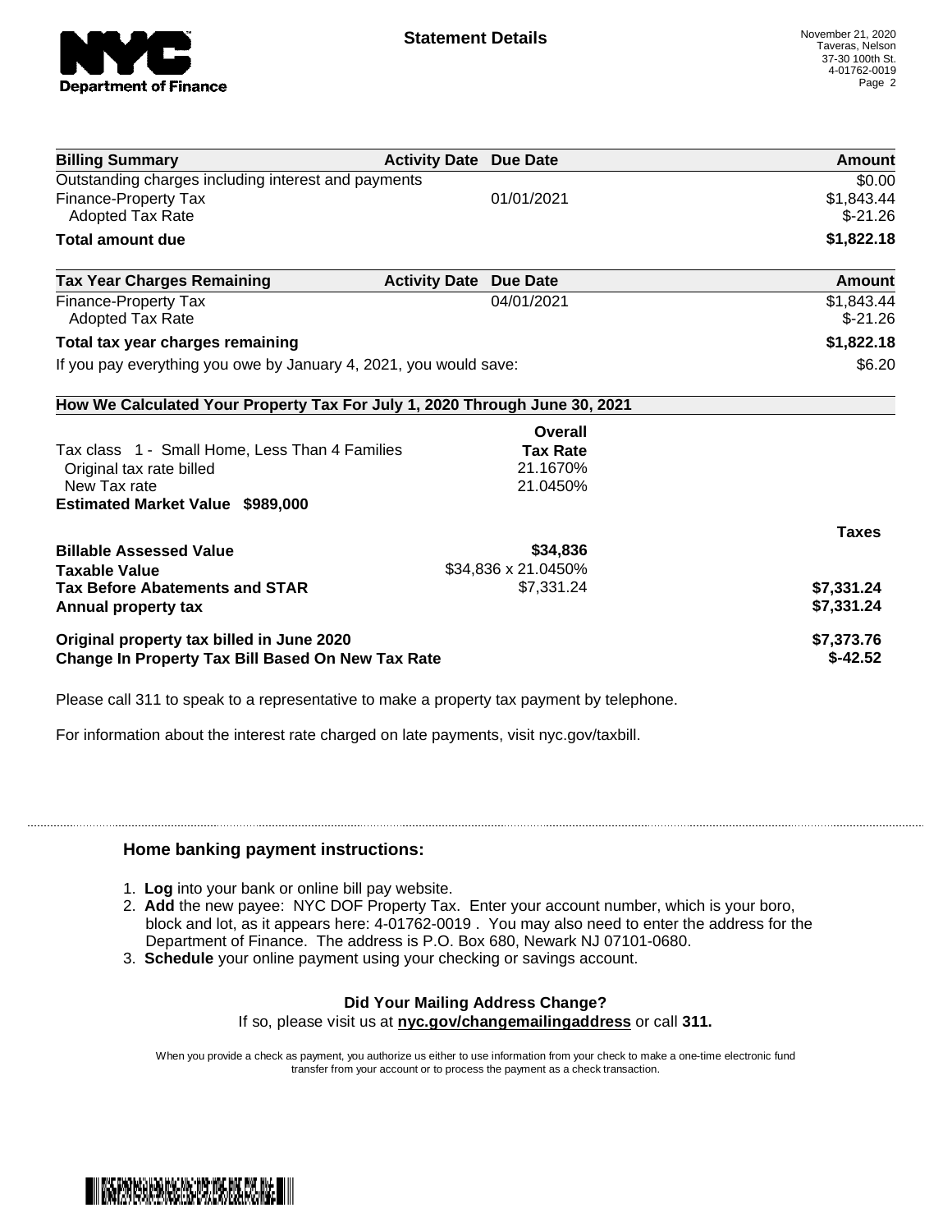**Department of Finance**

## Statement Details

November 21, 2020
Taveras, Nelson
37-30 100th St.
4-01762-0019

| Billing Summary | Activity Date | Due Date | Amount |
|---|---|---|---|
| Outstanding charges including interest and payments | | | $0.00 |
| Finance-Property Tax | | 01/01/2021 | $1,843.44 |
| Adopted Tax Rate | | | $-21.26 |
| **Total amount due** | | | **$1,822.18** |

| Tax Year Charges Remaining | Activity Date | Due Date | Amount |
|---|---|---|---|
| Finance-Property Tax | | 04/01/2021 | $1,843.44 |
| Adopted Tax Rate | | | $-21.26 |
| **Total tax year charges remaining** | | | **$1,822.18** |
| If you pay everything you owe by January 4, 2021, you would save: | | | $6.20 |

**How We Calculated Your Property Tax For July 1, 2020 Through June 30, 2021**

| | Overall Tax Rate | Taxes |
|---|---|---|
| Tax class 1 - Small Home, Less Than 4 Families | | |
| Original tax rate billed | 21.1670% | |
| New Tax rate | 21.0450% | |
| **Estimated Market Value $989,000** | | |
| **Billable Assessed Value** | **$34,836** | |
| **Taxable Value** | $34,836 x 21.0450% | |
| **Tax Before Abatements and STAR** | $7,331.24 | **$7,331.24** |
| **Annual property tax** | | **$7,331.24** |
| **Original property tax billed in June 2020** | | **$7,373.76** |
| **Change In Property Tax Bill Based On New Tax Rate** | | **$-42.52** |

Please call 311 to speak to a representative to make a property tax payment by telephone.

For information about the interest rate charged on late payments, visit nyc.gov/taxbill.

### Home banking payment instructions:

1. **Log** into your bank or online bill pay website.
2. **Add** the new payee: NYC DOF Property Tax. Enter your account number, which is your boro, block and lot, as it appears here: 4-01762-0019 . You may also need to enter the address for the Department of Finance. The address is P.O. Box 680, Newark NJ 07101-0680.
3. **Schedule** your online payment using your checking or savings account.

**Did Your Mailing Address Change?**
If so, please visit us at **nyc.gov/changemailingaddress** or call **311.**

When you provide a check as payment, you authorize us either to use information from your check to make a one-time electronic fund transfer from your account or to process the payment as a check transaction.